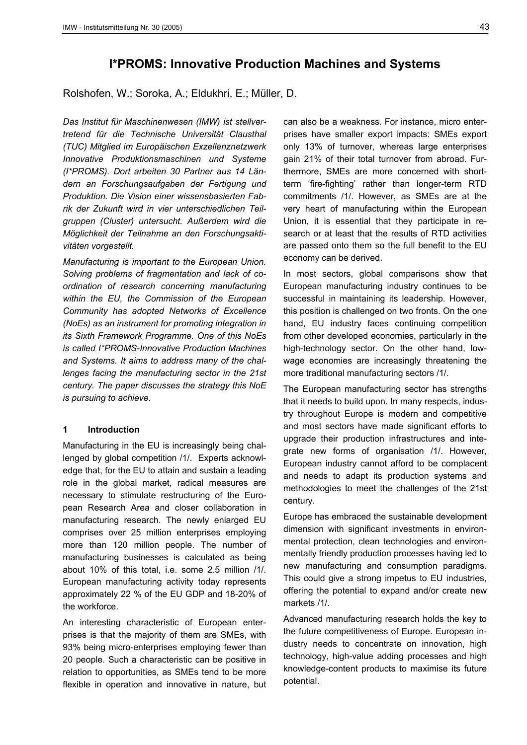# I*PROMS: Innovative Production Machines and Systems

Rolshofen, W.; Soroka, A.; Eldukhri, E.; Müller, D.

*Das Institut für Maschinenwesen (IMW) ist stellvertretend für die Technische Universität Clausthal (TUC) Mitglied im Europäischen Exzellenznetzwerk Innovative Produktionsmaschinen und Systeme (I*PROMS). Dort arbeiten 30 Partner aus 14 Ländern an Forschungsaufgaben der Fertigung und Produktion. Die Vision einer wissensbasierten Fabrik der Zukunft wird in vier unterschiedlichen Teilgruppen (Cluster) untersucht. Außerdem wird die Möglichkeit der Teilnahme an den Forschungsaktivitäten vorgestellt.*

*Manufacturing is important to the European Union. Solving problems of fragmentation and lack of coordination of research concerning manufacturing within the EU, the Commission of the European Community has adopted Networks of Excellence (NoEs) as an instrument for promoting integration in its Sixth Framework Programme. One of this NoEs is called I*PROMS-Innovative Production Machines and Systems. It aims to address many of the challenges facing the manufacturing sector in the 21st century. The paper discusses the strategy this NoE is pursuing to achieve.*

## 1 Introduction

Manufacturing in the EU is increasingly being challenged by global competition /1/. Experts acknowledge that, for the EU to attain and sustain a leading role in the global market, radical measures are necessary to stimulate restructuring of the European Research Area and closer collaboration in manufacturing research. The newly enlarged EU comprises over 25 million enterprises employing more than 120 million people. The number of manufacturing businesses is calculated as being about 10% of this total, i.e. some 2.5 million /1/. European manufacturing activity today represents approximately 22 % of the EU GDP and 18-20% of the workforce.

An interesting characteristic of European enterprises is that the majority of them are SMEs, with 93% being micro-enterprises employing fewer than 20 people. Such a characteristic can be positive in relation to opportunities, as SMEs tend to be more flexible in operation and innovative in nature, but can also be a weakness. For instance, micro enterprises have smaller export impacts: SMEs export only 13% of turnover, whereas large enterprises gain 21% of their total turnover from abroad. Furthermore, SMEs are more concerned with short-term 'fire-fighting' rather than longer-term RTD commitments /1/. However, as SMEs are at the very heart of manufacturing within the European Union, it is essential that they participate in research or at least that the results of RTD activities are passed onto them so the full benefit to the EU economy can be derived.

In most sectors, global comparisons show that European manufacturing industry continues to be successful in maintaining its leadership. However, this position is challenged on two fronts. On the one hand, EU industry faces continuing competition from other developed economies, particularly in the high-technology sector. On the other hand, low-wage economies are increasingly threatening the more traditional manufacturing sectors /1/.

The European manufacturing sector has strengths that it needs to build upon. In many respects, industry throughout Europe is modern and competitive and most sectors have made significant efforts to upgrade their production infrastructures and integrate new forms of organisation /1/. However, European industry cannot afford to be complacent and needs to adapt its production systems and methodologies to meet the challenges of the 21st century.

Europe has embraced the sustainable development dimension with significant investments in environmental protection, clean technologies and environmentally friendly production processes having led to new manufacturing and consumption paradigms. This could give a strong impetus to EU industries, offering the potential to expand and/or create new markets /1/.

Advanced manufacturing research holds the key to the future competitiveness of Europe. European industry needs to concentrate on innovation, high technology, high-value adding processes and high knowledge-content products to maximise its future potential.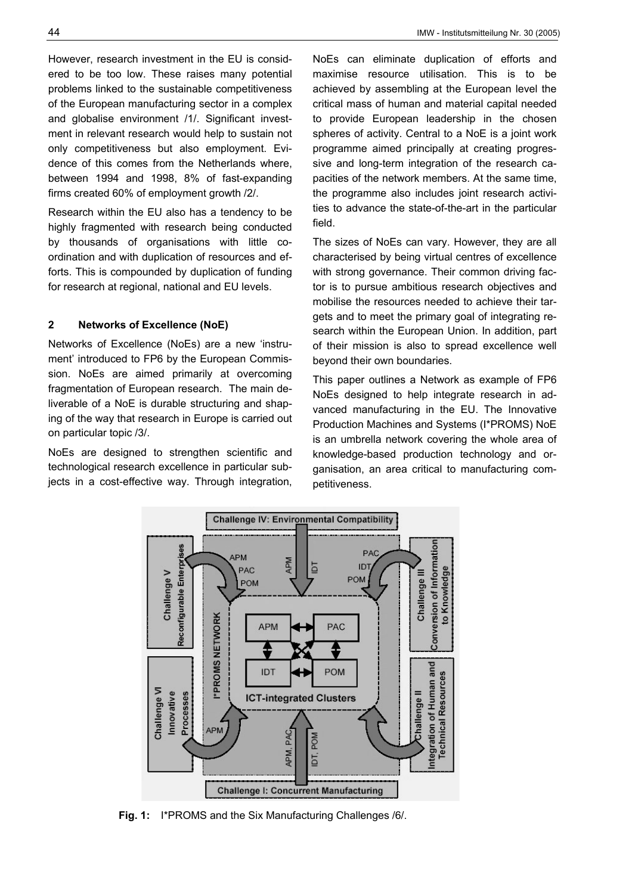However, research investment in the EU is considered to be too low. These raises many potential problems linked to the sustainable competitiveness of the European manufacturing sector in a complex and globalise environment /1/. Significant investment in relevant research would help to sustain not only competitiveness but also employment. Evidence of this comes from the Netherlands where, between 1994 and 1998, 8% of fast-expanding firms created 60% of employment growth /2/.

Research within the EU also has a tendency to be highly fragmented with research being conducted by thousands of organisations with little coordination and with duplication of resources and efforts. This is compounded by duplication of funding for research at regional, national and EU levels.

## 2 Networks of Excellence (NoE)

Networks of Excellence (NoEs) are a new 'instrument' introduced to FP6 by the European Commission. NoEs are aimed primarily at overcoming fragmentation of European research. The main deliverable of a NoE is durable structuring and shaping of the way that research in Europe is carried out on particular topic /3/.

NoEs are designed to strengthen scientific and technological research excellence in particular subjects in a cost-effective way. Through integration, NoEs can eliminate duplication of efforts and maximise resource utilisation. This is to be achieved by assembling at the European level the critical mass of human and material capital needed to provide European leadership in the chosen spheres of activity. Central to a NoE is a joint work programme aimed principally at creating progressive and long-term integration of the research capacities of the network members. At the same time, the programme also includes joint research activities to advance the state-of-the-art in the particular field.

The sizes of NoEs can vary. However, they are all characterised by being virtual centres of excellence with strong governance. Their common driving factor is to pursue ambitious research objectives and mobilise the resources needed to achieve their targets and to meet the primary goal of integrating research within the European Union. In addition, part of their mission is also to spread excellence well beyond their own boundaries.

This paper outlines a Network as example of FP6 NoEs designed to help integrate research in advanced manufacturing in the EU. The Innovative Production Machines and Systems (I*PROMS) NoE is an umbrella network covering the whole area of knowledge-based production technology and organisation, an area critical to manufacturing competitiveness.

**Fig. 1:** I*PROMS and the Six Manufacturing Challenges /6/.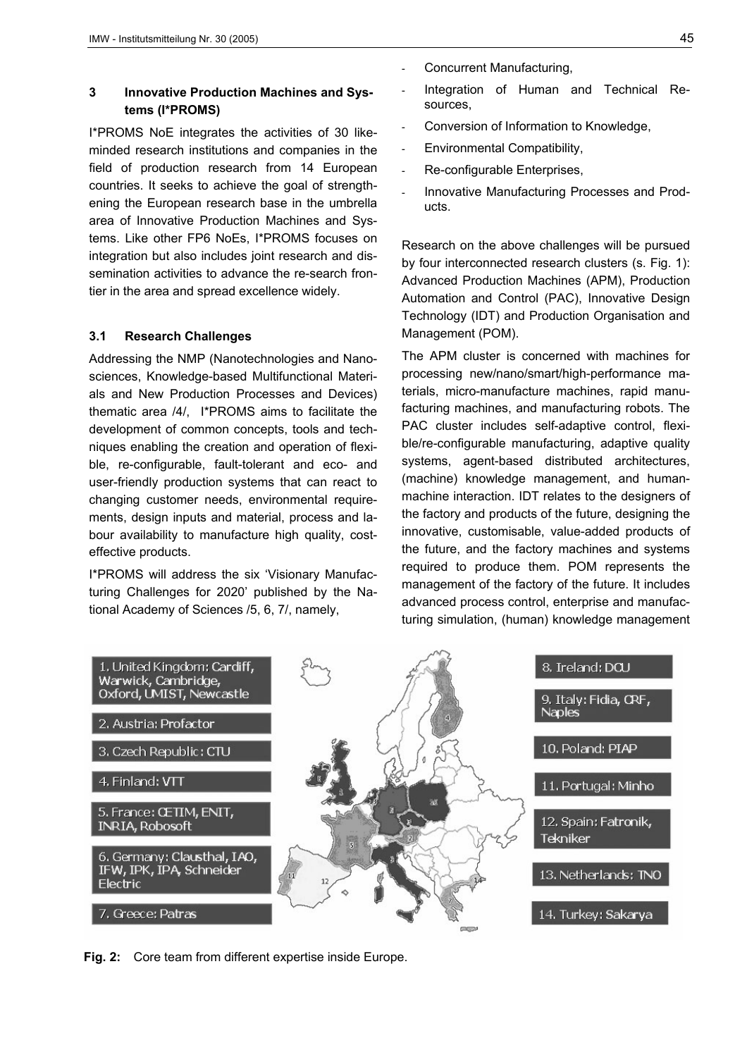## 3 Innovative Production Machines and Systems (I*PROMS)

I*PROMS NoE integrates the activities of 30 like-minded research institutions and companies in the field of production research from 14 European countries. It seeks to achieve the goal of strengthening the European research base in the umbrella area of Innovative Production Machines and Systems. Like other FP6 NoEs, I*PROMS focuses on integration but also includes joint research and dissemination activities to advance the re-search frontier in the area and spread excellence widely.

### 3.1 Research Challenges

Addressing the NMP (Nanotechnologies and Nanosciences, Knowledge-based Multifunctional Materials and New Production Processes and Devices) thematic area /4/, I*PROMS aims to facilitate the development of common concepts, tools and techniques enabling the creation and operation of flexible, re-configurable, fault-tolerant and eco- and user-friendly production systems that can react to changing customer needs, environmental requirements, design inputs and material, process and labour availability to manufacture high quality, cost-effective products.

I*PROMS will address the six 'Visionary Manufacturing Challenges for 2020' published by the National Academy of Sciences /5, 6, 7/, namely,

- Concurrent Manufacturing,
- Integration of Human and Technical Resources,
- Conversion of Information to Knowledge,
- Environmental Compatibility,
- Re-configurable Enterprises,
- Innovative Manufacturing Processes and Products.

Research on the above challenges will be pursued by four interconnected research clusters (s. Fig. 1): Advanced Production Machines (APM), Production Automation and Control (PAC), Innovative Design Technology (IDT) and Production Organisation and Management (POM).

The APM cluster is concerned with machines for processing new/nano/smart/high-performance materials, micro-manufacture machines, rapid manufacturing machines, and manufacturing robots. The PAC cluster includes self-adaptive control, flexible/re-configurable manufacturing, adaptive quality systems, agent-based distributed architectures, (machine) knowledge management, and human-machine interaction. IDT relates to the designers of the factory and products of the future, designing the innovative, customisable, value-added products of the future, and the factory machines and systems required to produce them. POM represents the management of the factory of the future. It includes advanced process control, enterprise and manufacturing simulation, (human) knowledge management

1. United Kingdom: Cardiff, Warwick, Cambridge, Oxford, UMIST, Newcastle
2. Austria: Profactor
3. Czech Republic: CTU
4. Finland: VTT
5. France: CETIM, ENIT, INRIA, Robosoft
6. Germany: Clausthal, IAO, IFW, IPK, IPA, Schneider Electric
7. Greece: Patras
8. Ireland: DCU
9. Italy: Fidia, CRF, Naples
10. Poland: PIAP
11. Portugal: Minho
12. Spain: Fatronik, Tekniker
13. Netherlands: TNO
14. Turkey: Sakarya

**Fig. 2:** Core team from different expertise inside Europe.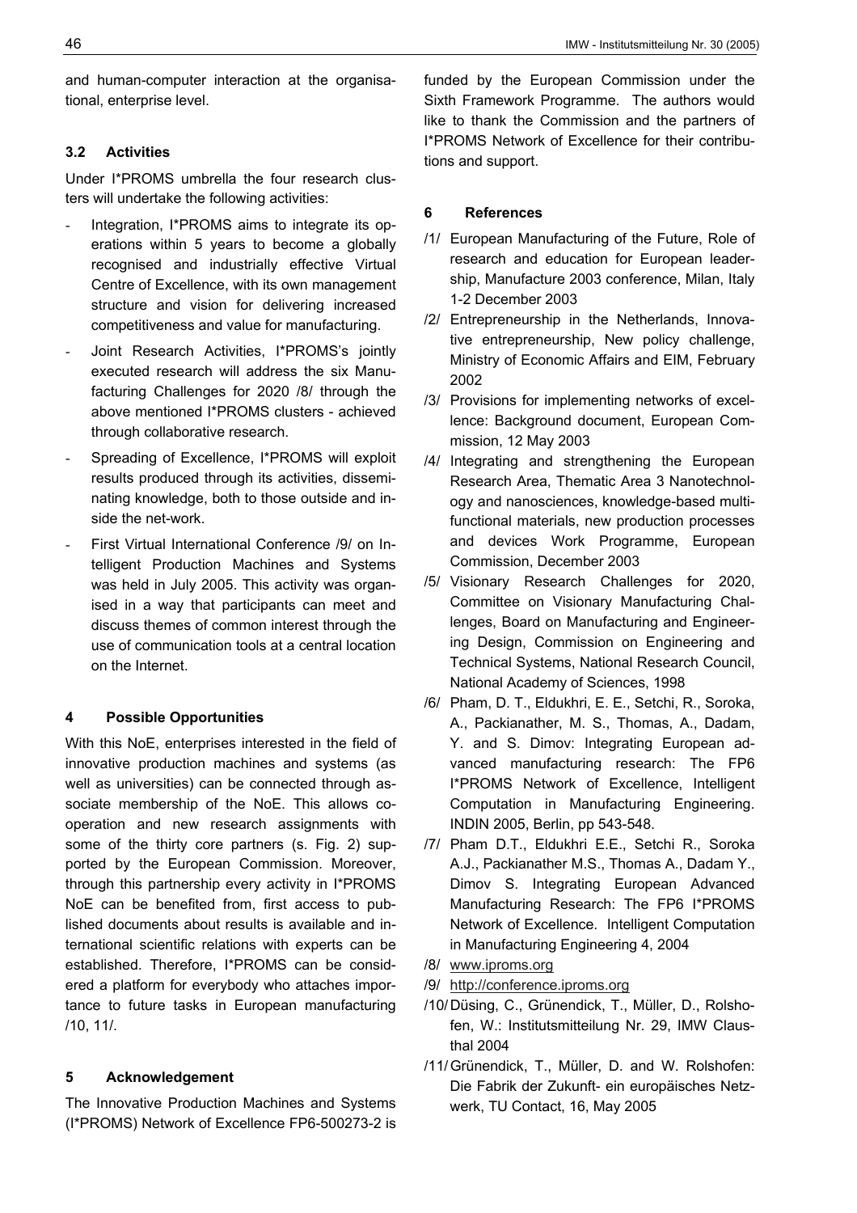and human-computer interaction at the organisational, enterprise level.

### 3.2 Activities

Under I*PROMS umbrella the four research clusters will undertake the following activities:

- Integration, I*PROMS aims to integrate its operations within 5 years to become a globally recognised and industrially effective Virtual Centre of Excellence, with its own management structure and vision for delivering increased competitiveness and value for manufacturing.
- Joint Research Activities, I*PROMS's jointly executed research will address the six Manufacturing Challenges for 2020 /8/ through the above mentioned I*PROMS clusters - achieved through collaborative research.
- Spreading of Excellence, I*PROMS will exploit results produced through its activities, disseminating knowledge, both to those outside and inside the net-work.
- First Virtual International Conference /9/ on Intelligent Production Machines and Systems was held in July 2005. This activity was organised in a way that participants can meet and discuss themes of common interest through the use of communication tools at a central location on the Internet.

## 4 Possible Opportunities

With this NoE, enterprises interested in the field of innovative production machines and systems (as well as universities) can be connected through associate membership of the NoE. This allows cooperation and new research assignments with some of the thirty core partners (s. Fig. 2) supported by the European Commission. Moreover, through this partnership every activity in I*PROMS NoE can be benefited from, first access to published documents about results is available and international scientific relations with experts can be established. Therefore, I*PROMS can be considered a platform for everybody who attaches importance to future tasks in European manufacturing /10, 11/.

## 5 Acknowledgement

The Innovative Production Machines and Systems (I*PROMS) Network of Excellence FP6-500273-2 is funded by the European Commission under the Sixth Framework Programme. The authors would like to thank the Commission and the partners of I*PROMS Network of Excellence for their contributions and support.

## 6 References

/1/ European Manufacturing of the Future, Role of research and education for European leadership, Manufacture 2003 conference, Milan, Italy 1-2 December 2003

/2/ Entrepreneurship in the Netherlands, Innovative entrepreneurship, New policy challenge, Ministry of Economic Affairs and EIM, February 2002

/3/ Provisions for implementing networks of excellence: Background document, European Commission, 12 May 2003

/4/ Integrating and strengthening the European Research Area, Thematic Area 3 Nanotechnology and nanosciences, knowledge-based multifunctional materials, new production processes and devices Work Programme, European Commission, December 2003

/5/ Visionary Research Challenges for 2020, Committee on Visionary Manufacturing Challenges, Board on Manufacturing and Engineering Design, Commission on Engineering and Technical Systems, National Research Council, National Academy of Sciences, 1998

/6/ Pham, D. T., Eldukhri, E. E., Setchi, R., Soroka, A., Packianather, M. S., Thomas, A., Dadam, Y. and S. Dimov: Integrating European advanced manufacturing research: The FP6 I*PROMS Network of Excellence, Intelligent Computation in Manufacturing Engineering. INDIN 2005, Berlin, pp 543-548.

/7/ Pham D.T., Eldukhri E.E., Setchi R., Soroka A.J., Packianather M.S., Thomas A., Dadam Y., Dimov S. Integrating European Advanced Manufacturing Research: The FP6 I*PROMS Network of Excellence. Intelligent Computation in Manufacturing Engineering 4, 2004

/8/ www.iproms.org

/9/ http://conference.iproms.org

/10/ Düsing, C., Grünendick, T., Müller, D., Rolshofen, W.: Institutsmitteilung Nr. 29, IMW Clausthal 2004

/11/ Grünendick, T., Müller, D. and W. Rolshofen: Die Fabrik der Zukunft- ein europäisches Netzwerk, TU Contact, 16, May 2005